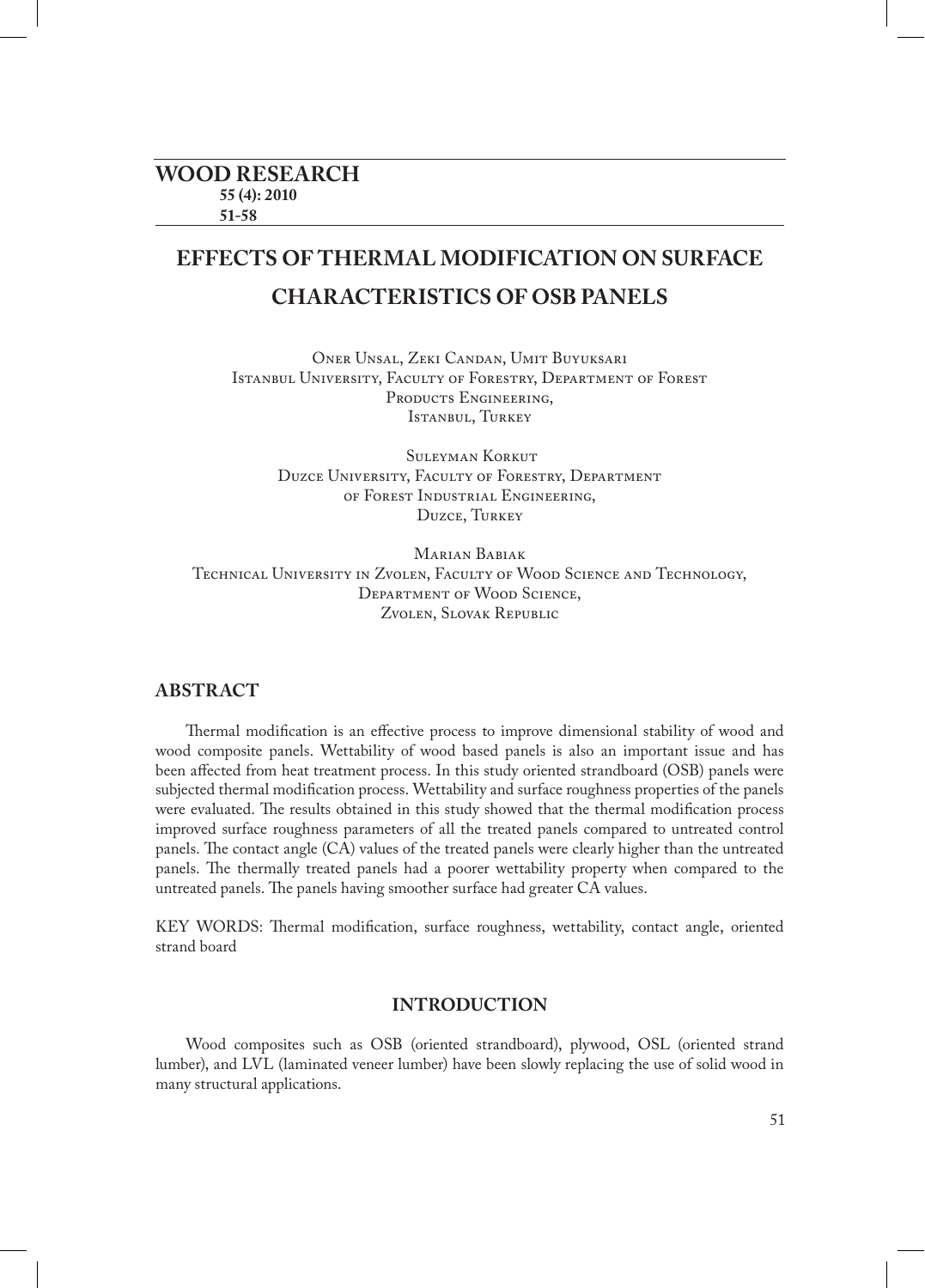# EFFECTS OF THERMAL MODIFICATION ON SURFACE CHARACTERISTICS OF OSB PANELS

Oner Unsal, Zeki Candan, Umit Buyuksari
Istanbul University, Faculty of Forestry, Department of Forest Products Engineering,
Istanbul, Turkey

Suleyman Korkut
Duzce University, Faculty of Forestry, Department of Forest Industrial Engineering,
Duzce, Turkey

Marian Babiak
Technical University in Zvolen, Faculty of Wood Science and Technology, Department of Wood Science,
Zvolen, Slovak Republic

## ABSTRACT

Thermal modification is an effective process to improve dimensional stability of wood and wood composite panels. Wettability of wood based panels is also an important issue and has been affected from heat treatment process. In this study oriented strandboard (OSB) panels were subjected thermal modification process. Wettability and surface roughness properties of the panels were evaluated. The results obtained in this study showed that the thermal modification process improved surface roughness parameters of all the treated panels compared to untreated control panels. The contact angle (CA) values of the treated panels were clearly higher than the untreated panels. The thermally treated panels had a poorer wettability property when compared to the untreated panels. The panels having smoother surface had greater CA values.

KEY WORDS: Thermal modification, surface roughness, wettability, contact angle, oriented strand board

## INTRODUCTION

Wood composites such as OSB (oriented strandboard), plywood, OSL (oriented strand lumber), and LVL (laminated veneer lumber) have been slowly replacing the use of solid wood in many structural applications.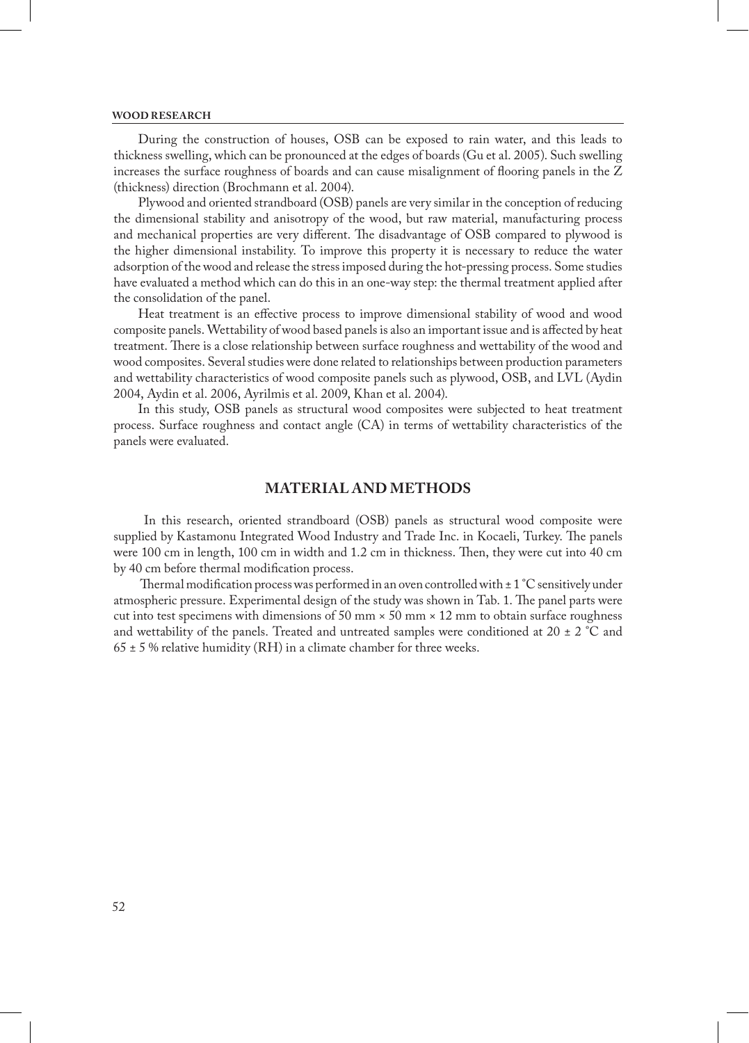During the construction of houses, OSB can be exposed to rain water, and this leads to thickness swelling, which can be pronounced at the edges of boards (Gu et al. 2005). Such swelling increases the surface roughness of boards and can cause misalignment of flooring panels in the Z (thickness) direction (Brochmann et al. 2004).

Plywood and oriented strandboard (OSB) panels are very similar in the conception of reducing the dimensional stability and anisotropy of the wood, but raw material, manufacturing process and mechanical properties are very different. The disadvantage of OSB compared to plywood is the higher dimensional instability. To improve this property it is necessary to reduce the water adsorption of the wood and release the stress imposed during the hot-pressing process. Some studies have evaluated a method which can do this in an one-way step: the thermal treatment applied after the consolidation of the panel.

Heat treatment is an effective process to improve dimensional stability of wood and wood composite panels. Wettability of wood based panels is also an important issue and is affected by heat treatment. There is a close relationship between surface roughness and wettability of the wood and wood composites. Several studies were done related to relationships between production parameters and wettability characteristics of wood composite panels such as plywood, OSB, and LVL (Aydin 2004, Aydin et al. 2006, Ayrilmis et al. 2009, Khan et al. 2004).

In this study, OSB panels as structural wood composites were subjected to heat treatment process. Surface roughness and contact angle (CA) in terms of wettability characteristics of the panels were evaluated.

## MATERIAL AND METHODS

In this research, oriented strandboard (OSB) panels as structural wood composite were supplied by Kastamonu Integrated Wood Industry and Trade Inc. in Kocaeli, Turkey. The panels were 100 cm in length, 100 cm in width and 1.2 cm in thickness. Then, they were cut into 40 cm by 40 cm before thermal modification process.

Thermal modification process was performed in an oven controlled with $\pm$ 1 °C sensitively under atmospheric pressure. Experimental design of the study was shown in Tab. 1. The panel parts were cut into test specimens with dimensions of 50 mm × 50 mm × 12 mm to obtain surface roughness and wettability of the panels. Treated and untreated samples were conditioned at 20 $\pm$ 2 °C and 65 $\pm$ 5 % relative humidity (RH) in a climate chamber for three weeks.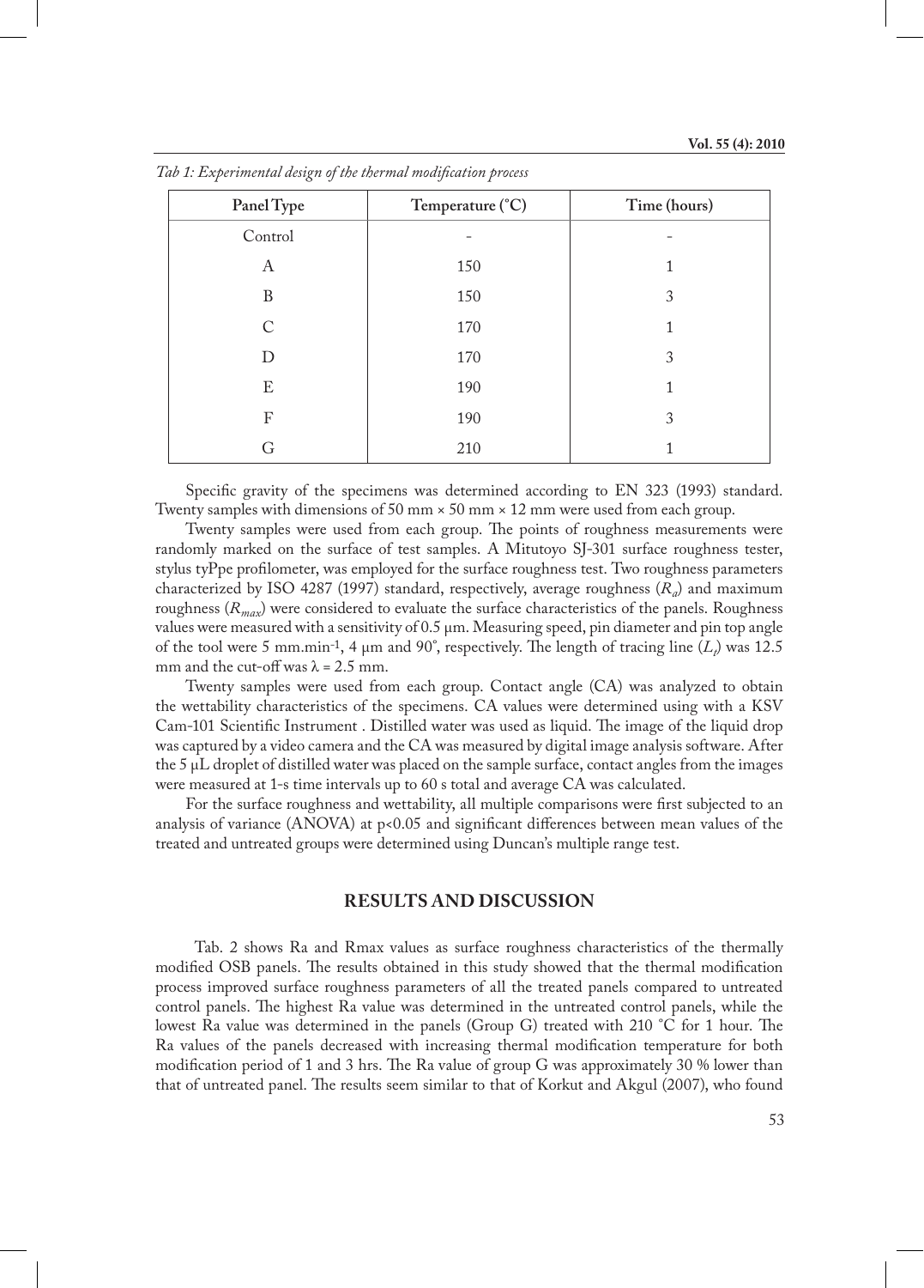*Tab 1: Experimental design of the thermal modification process*

| Panel Type | Temperature (°C) | Time (hours) |
|---|---|---|
| Control | - | - |
| A | 150 | 1 |
| B | 150 | 3 |
| C | 170 | 1 |
| D | 170 | 3 |
| E | 190 | 1 |
| F | 190 | 3 |
| G | 210 | 1 |

Specific gravity of the specimens was determined according to EN 323 (1993) standard. Twenty samples with dimensions of 50 mm × 50 mm × 12 mm were used from each group.

Twenty samples were used from each group. The points of roughness measurements were randomly marked on the surface of test samples. A Mitutoyo SJ-301 surface roughness tester, stylus tyPpe profilometer, was employed for the surface roughness test. Two roughness parameters characterized by ISO 4287 (1997) standard, respectively, average roughness ($R_a$) and maximum roughness ($R_{max}$) were considered to evaluate the surface characteristics of the panels. Roughness values were measured with a sensitivity of 0.5 µm. Measuring speed, pin diameter and pin top angle of the tool were 5 mm.min$^{-1}$, 4 µm and 90°, respectively. The length of tracing line ($L_t$) was 12.5 mm and the cut-off was λ = 2.5 mm.

Twenty samples were used from each group. Contact angle (CA) was analyzed to obtain the wettability characteristics of the specimens. CA values were determined using with a KSV Cam-101 Scientific Instrument . Distilled water was used as liquid. The image of the liquid drop was captured by a video camera and the CA was measured by digital image analysis software. After the 5 µL droplet of distilled water was placed on the sample surface, contact angles from the images were measured at 1-s time intervals up to 60 s total and average CA was calculated.

For the surface roughness and wettability, all multiple comparisons were first subjected to an analysis of variance (ANOVA) at $p<0.05$ and significant differences between mean values of the treated and untreated groups were determined using Duncan's multiple range test.

## RESULTS AND DISCUSSION

Tab. 2 shows Ra and Rmax values as surface roughness characteristics of the thermally modified OSB panels. The results obtained in this study showed that the thermal modification process improved surface roughness parameters of all the treated panels compared to untreated control panels. The highest Ra value was determined in the untreated control panels, while the lowest Ra value was determined in the panels (Group G) treated with 210 °C for 1 hour. The Ra values of the panels decreased with increasing thermal modification temperature for both modification period of 1 and 3 hrs. The Ra value of group G was approximately 30 % lower than that of untreated panel. The results seem similar to that of Korkut and Akgul (2007), who found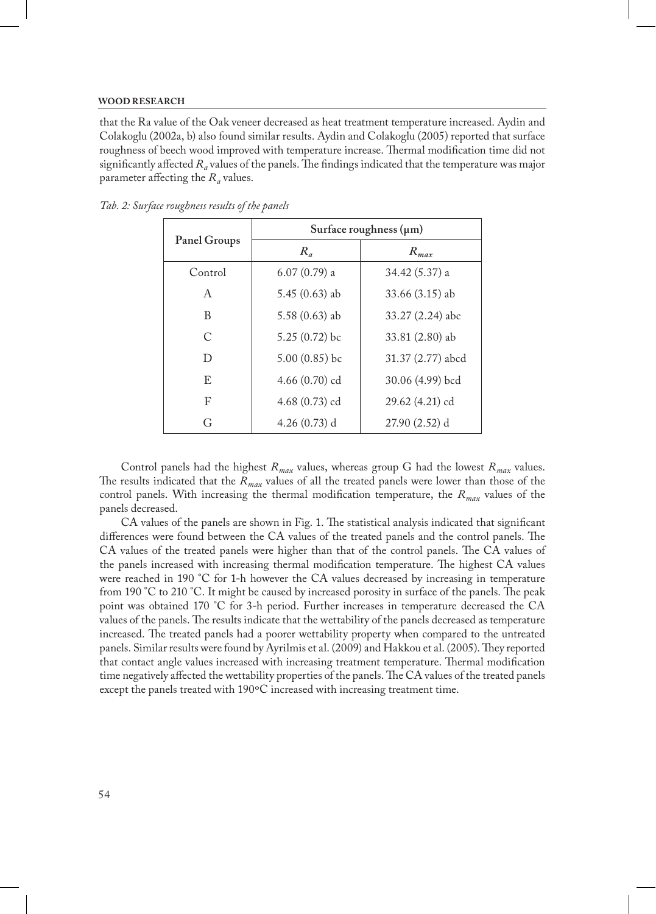that the Ra value of the Oak veneer decreased as heat treatment temperature increased. Aydin and Colakoglu (2002a, b) also found similar results. Aydin and Colakoglu (2005) reported that surface roughness of beech wood improved with temperature increase. Thermal modification time did not significantly affected $R_a$ values of the panels. The findings indicated that the temperature was major parameter affecting the $R_a$ values.

*Tab. 2: Surface roughness results of the panels*

| Panel Groups | Surface roughness (μm) | |
|---|---|---|
| | $R_a$ | $R_{max}$ |
| Control | 6.07 (0.79) a | 34.42 (5.37) a |
| A | 5.45 (0.63) ab | 33.66 (3.15) ab |
| B | 5.58 (0.63) ab | 33.27 (2.24) abc |
| C | 5.25 (0.72) bc | 33.81 (2.80) ab |
| D | 5.00 (0.85) bc | 31.37 (2.77) abcd |
| E | 4.66 (0.70) cd | 30.06 (4.99) bcd |
| F | 4.68 (0.73) cd | 29.62 (4.21) cd |
| G | 4.26 (0.73) d | 27.90 (2.52) d |

Control panels had the highest $R_{max}$ values, whereas group G had the lowest $R_{max}$ values. The results indicated that the $R_{max}$ values of all the treated panels were lower than those of the control panels. With increasing the thermal modification temperature, the $R_{max}$ values of the panels decreased.

CA values of the panels are shown in Fig. 1. The statistical analysis indicated that significant differences were found between the CA values of the treated panels and the control panels. The CA values of the treated panels were higher than that of the control panels. The CA values of the panels increased with increasing thermal modification temperature. The highest CA values were reached in 190 °C for 1-h however the CA values decreased by increasing in temperature from 190 °C to 210 °C. It might be caused by increased porosity in surface of the panels. The peak point was obtained 170 °C for 3-h period. Further increases in temperature decreased the CA values of the panels. The results indicate that the wettability of the panels decreased as temperature increased. The treated panels had a poorer wettability property when compared to the untreated panels. Similar results were found by Ayrilmis et al. (2009) and Hakkou et al. (2005). They reported that contact angle values increased with increasing treatment temperature. Thermal modification time negatively affected the wettability properties of the panels. The CA values of the treated panels except the panels treated with 190°C increased with increasing treatment time.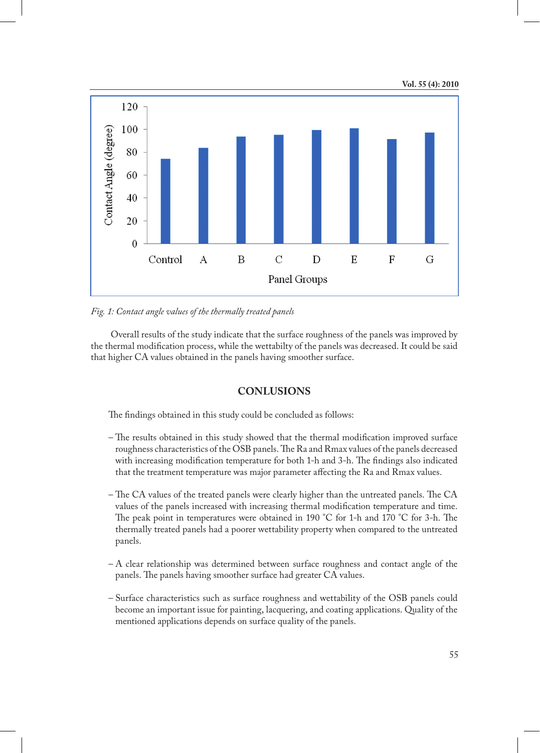*Fig. 1: Contact angle values of the thermally treated panels*

Overall results of the study indicate that the surface roughness of the panels was improved by the thermal modification process, while the wettabilty of the panels was decreased. It could be said that higher CA values obtained in the panels having smoother surface.

## CONLUSIONS

The findings obtained in this study could be concluded as follows:

– The results obtained in this study showed that the thermal modification improved surface roughness characteristics of the OSB panels. The Ra and Rmax values of the panels decreased with increasing modification temperature for both 1-h and 3-h. The findings also indicated that the treatment temperature was major parameter affecting the Ra and Rmax values.

– The CA values of the treated panels were clearly higher than the untreated panels. The CA values of the panels increased with increasing thermal modification temperature and time. The peak point in temperatures were obtained in 190 °C for 1-h and 170 °C for 3-h. The thermally treated panels had a poorer wettability property when compared to the untreated panels.

– A clear relationship was determined between surface roughness and contact angle of the panels. The panels having smoother surface had greater CA values.

– Surface characteristics such as surface roughness and wettability of the OSB panels could become an important issue for painting, lacquering, and coating applications. Quality of the mentioned applications depends on surface quality of the panels.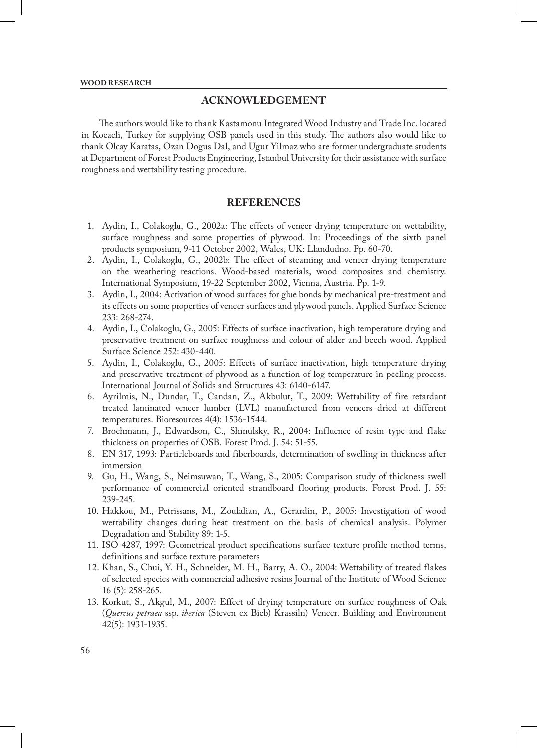## ACKNOWLEDGEMENT

The authors would like to thank Kastamonu Integrated Wood Industry and Trade Inc. located in Kocaeli, Turkey for supplying OSB panels used in this study. The authors also would like to thank Olcay Karatas, Ozan Dogus Dal, and Ugur Yilmaz who are former undergraduate students at Department of Forest Products Engineering, Istanbul University for their assistance with surface roughness and wettability testing procedure.

## REFERENCES

1. Aydin, I., Colakoglu, G., 2002a: The effects of veneer drying temperature on wettability, surface roughness and some properties of plywood. In: Proceedings of the sixth panel products symposium, 9-11 October 2002, Wales, UK: Llandudno. Pp. 60-70.
2. Aydin, I., Colakoglu, G., 2002b: The effect of steaming and veneer drying temperature on the weathering reactions. Wood-based materials, wood composites and chemistry. International Symposium, 19-22 September 2002, Vienna, Austria. Pp. 1-9.
3. Aydin, I., 2004: Activation of wood surfaces for glue bonds by mechanical pre-treatment and its effects on some properties of veneer surfaces and plywood panels. Applied Surface Science 233: 268-274.
4. Aydin, I., Colakoglu, G., 2005: Effects of surface inactivation, high temperature drying and preservative treatment on surface roughness and colour of alder and beech wood. Applied Surface Science 252: 430-440.
5. Aydin, I., Colakoglu, G., 2005: Effects of surface inactivation, high temperature drying and preservative treatment of plywood as a function of log temperature in peeling process. International Journal of Solids and Structures 43: 6140-6147.
6. Ayrilmis, N., Dundar, T., Candan, Z., Akbulut, T., 2009: Wettability of fire retardant treated laminated veneer lumber (LVL) manufactured from veneers dried at different temperatures. Bioresources 4(4): 1536-1544.
7. Brochmann, J., Edwardson, C., Shmulsky, R., 2004: Influence of resin type and flake thickness on properties of OSB. Forest Prod. J. 54: 51-55.
8. EN 317, 1993: Particleboards and fiberboards, determination of swelling in thickness after immersion
9. Gu, H., Wang, S., Neimsuwan, T., Wang, S., 2005: Comparison study of thickness swell performance of commercial oriented strandboard flooring products. Forest Prod. J. 55: 239-245.
10. Hakkou, M., Petrissans, M., Zoulalian, A., Gerardin, P., 2005: Investigation of wood wettability changes during heat treatment on the basis of chemical analysis. Polymer Degradation and Stability 89: 1-5.
11. ISO 4287, 1997: Geometrical product specifications surface texture profile method terms, definitions and surface texture parameters
12. Khan, S., Chui, Y. H., Schneider, M. H., Barry, A. O., 2004: Wettability of treated flakes of selected species with commercial adhesive resins Journal of the Institute of Wood Science 16 (5): 258-265.
13. Korkut, S., Akgul, M., 2007: Effect of drying temperature on surface roughness of Oak (*Quercus petraea* ssp. *iberica* (Steven ex Bieb) Krassiln) Veneer. Building and Environment 42(5): 1931-1935.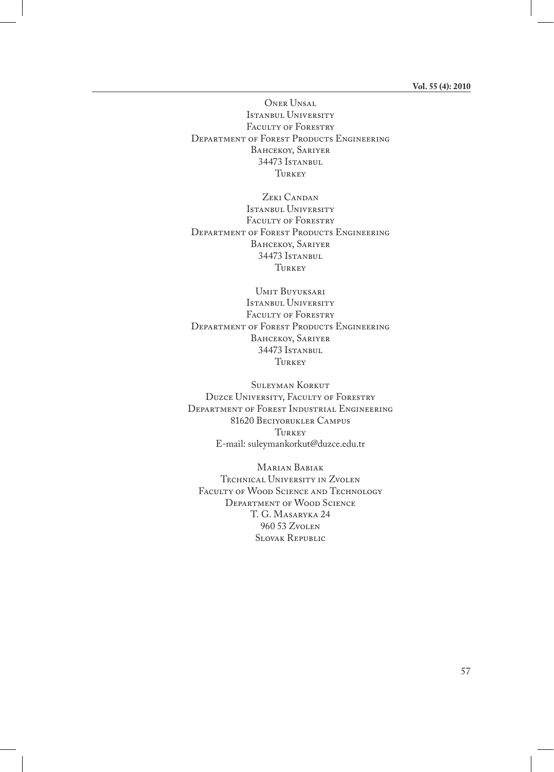Oner Unsal
Istanbul University
Faculty of Forestry
Department of Forest Products Engineering
Bahcekoy, Sariyer
34473 Istanbul
Turkey

Zeki Candan
Istanbul University
Faculty of Forestry
Department of Forest Products Engineering
Bahcekoy, Sariyer
34473 Istanbul
Turkey

Umit Buyuksari
Istanbul University
Faculty of Forestry
Department of Forest Products Engineering
Bahcekoy, Sariyer
34473 Istanbul
Turkey

Suleyman Korkut
Duzce University, Faculty of Forestry
Department of Forest Industrial Engineering
81620 Beciyorukler Campus
Turkey
E-mail: suleymankorkut@duzce.edu.tr

Marian Babiak
Technical University in Zvolen
Faculty of Wood Science and Technology
Department of Wood Science
T. G. Masaryka 24
960 53 Zvolen
Slovak Republic